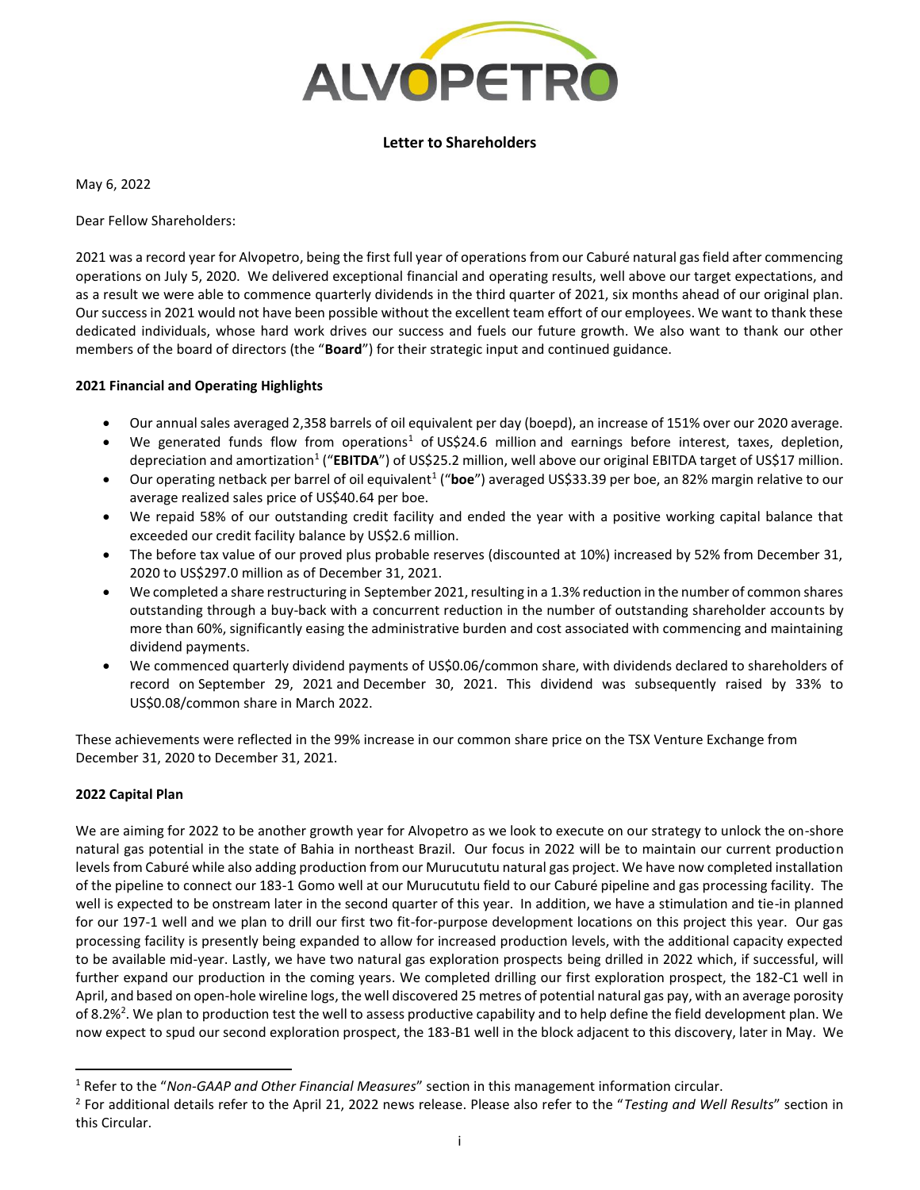ALVOPETRO

## Letter to Shareholders

May 6, 2022

Dear Fellow Shareholders:

2021 was a record year for Alvopetro, being the first full year of operations from our Caburé natural gas field after commencing operations on July 5, 2020. We delivered exceptional financial and operating results, well above our target expectations, and as a result we were able to commence quarterly dividends in the third quarter of 2021, six months ahead of our original plan. Our success in 2021 would not have been possible without the excellent team effort of our employees. We want to thank these dedicated individuals, whose hard work drives our success and fuels our future growth. We also want to thank our other members of the board of directors (the "**Board**") for their strategic input and continued guidance.

### 2021 Financial and Operating Highlights

- Our annual sales averaged 2,358 barrels of oil equivalent per day (boepd), an increase of 151% over our 2020 average.
- We generated funds flow from operations[1] of US$24.6 million and earnings before interest, taxes, depletion, depreciation and amortization[1] ("**EBITDA**") of US$25.2 million, well above our original EBITDA target of US$17 million.
- Our operating netback per barrel of oil equivalent[1] ("**boe**") averaged US$33.39 per boe, an 82% margin relative to our average realized sales price of US$40.64 per boe.
- We repaid 58% of our outstanding credit facility and ended the year with a positive working capital balance that exceeded our credit facility balance by US$2.6 million.
- The before tax value of our proved plus probable reserves (discounted at 10%) increased by 52% from December 31, 2020 to US$297.0 million as of December 31, 2021.
- We completed a share restructuring in September 2021, resulting in a 1.3% reduction in the number of common shares outstanding through a buy-back with a concurrent reduction in the number of outstanding shareholder accounts by more than 60%, significantly easing the administrative burden and cost associated with commencing and maintaining dividend payments.
- We commenced quarterly dividend payments of US$0.06/common share, with dividends declared to shareholders of record on September 29, 2021 and December 30, 2021. This dividend was subsequently raised by 33% to US$0.08/common share in March 2022.

These achievements were reflected in the 99% increase in our common share price on the TSX Venture Exchange from December 31, 2020 to December 31, 2021.

### 2022 Capital Plan

We are aiming for 2022 to be another growth year for Alvopetro as we look to execute on our strategy to unlock the on-shore natural gas potential in the state of Bahia in northeast Brazil. Our focus in 2022 will be to maintain our current production levels from Caburé while also adding production from our Murucututu natural gas project. We have now completed installation of the pipeline to connect our 183-1 Gomo well at our Murucututu field to our Caburé pipeline and gas processing facility. The well is expected to be onstream later in the second quarter of this year. In addition, we have a stimulation and tie-in planned for our 197-1 well and we plan to drill our first two fit-for-purpose development locations on this project this year. Our gas processing facility is presently being expanded to allow for increased production levels, with the additional capacity expected to be available mid-year. Lastly, we have two natural gas exploration prospects being drilled in 2022 which, if successful, will further expand our production in the coming years. We completed drilling our first exploration prospect, the 182-C1 well in April, and based on open-hole wireline logs, the well discovered 25 metres of potential natural gas pay, with an average porosity of 8.2%[2]. We plan to production test the well to assess productive capability and to help define the field development plan. We now expect to spud our second exploration prospect, the 183-B1 well in the block adjacent to this discovery, later in May. We

---

[1] Refer to the "*Non-GAAP and Other Financial Measures*" section in this management information circular.

[2] For additional details refer to the April 21, 2022 news release. Please also refer to the "*Testing and Well Results*" section in this Circular.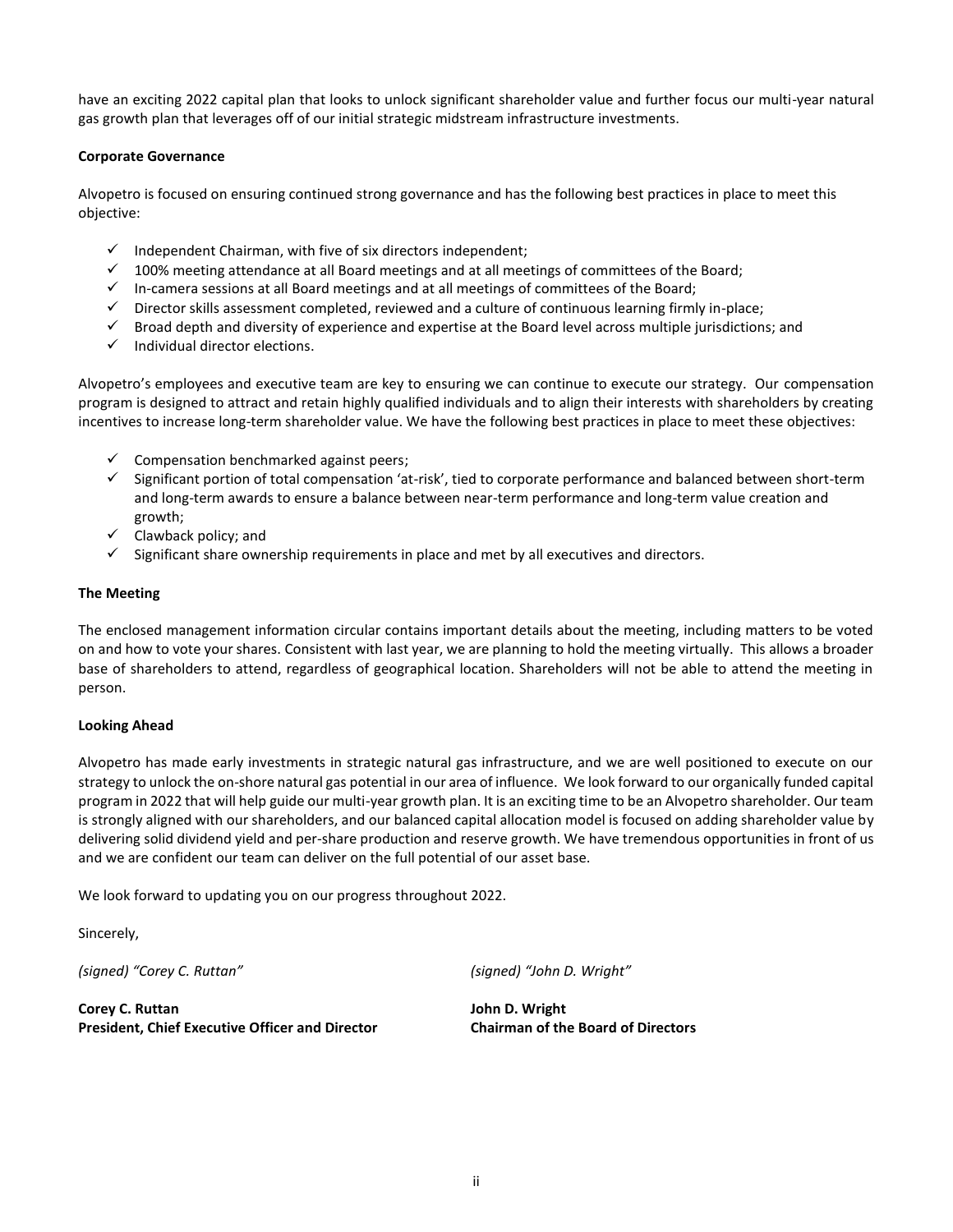have an exciting 2022 capital plan that looks to unlock significant shareholder value and further focus our multi-year natural gas growth plan that leverages off of our initial strategic midstream infrastructure investments.

**Corporate Governance**

Alvopetro is focused on ensuring continued strong governance and has the following best practices in place to meet this objective:

- ✓ Independent Chairman, with five of six directors independent;
- ✓ 100% meeting attendance at all Board meetings and at all meetings of committees of the Board;
- ✓ In-camera sessions at all Board meetings and at all meetings of committees of the Board;
- ✓ Director skills assessment completed, reviewed and a culture of continuous learning firmly in-place;
- ✓ Broad depth and diversity of experience and expertise at the Board level across multiple jurisdictions; and
- ✓ Individual director elections.

Alvopetro's employees and executive team are key to ensuring we can continue to execute our strategy. Our compensation program is designed to attract and retain highly qualified individuals and to align their interests with shareholders by creating incentives to increase long-term shareholder value. We have the following best practices in place to meet these objectives:

- ✓ Compensation benchmarked against peers;
- ✓ Significant portion of total compensation 'at-risk', tied to corporate performance and balanced between short-term and long-term awards to ensure a balance between near-term performance and long-term value creation and growth;
- ✓ Clawback policy; and
- ✓ Significant share ownership requirements in place and met by all executives and directors.

**The Meeting**

The enclosed management information circular contains important details about the meeting, including matters to be voted on and how to vote your shares. Consistent with last year, we are planning to hold the meeting virtually. This allows a broader base of shareholders to attend, regardless of geographical location. Shareholders will not be able to attend the meeting in person.

**Looking Ahead**

Alvopetro has made early investments in strategic natural gas infrastructure, and we are well positioned to execute on our strategy to unlock the on-shore natural gas potential in our area of influence. We look forward to our organically funded capital program in 2022 that will help guide our multi-year growth plan. It is an exciting time to be an Alvopetro shareholder. Our team is strongly aligned with our shareholders, and our balanced capital allocation model is focused on adding shareholder value by delivering solid dividend yield and per-share production and reserve growth. We have tremendous opportunities in front of us and we are confident our team can deliver on the full potential of our asset base.

We look forward to updating you on our progress throughout 2022.

Sincerely,

*(signed) "Corey C. Ruttan"*

**Corey C. Ruttan**
**President, Chief Executive Officer and Director**

*(signed) "John D. Wright"*

**John D. Wright**
**Chairman of the Board of Directors**